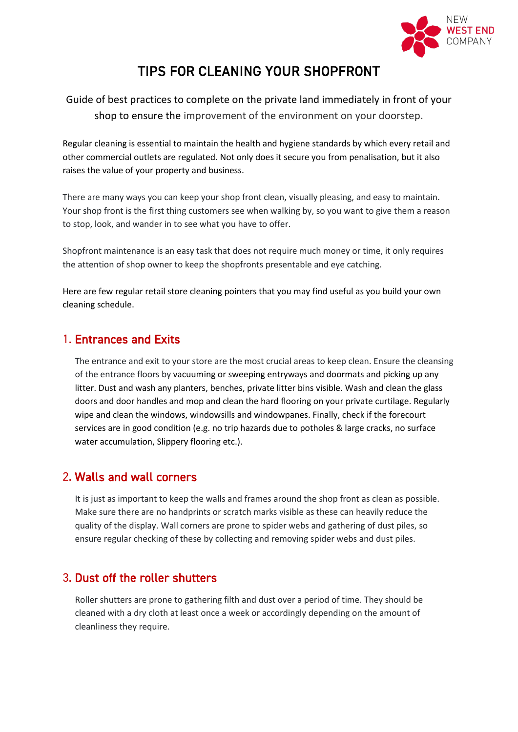NEW WEST END COMPANY

# TIPS FOR CLEANING YOUR SHOPFRONT

Guide of best practices to complete on the private land immediately in front of your shop to ensure the improvement of the environment on your doorstep.

Regular cleaning is essential to maintain the health and hygiene standards by which every retail and other commercial outlets are regulated. Not only does it secure you from penalisation, but it also raises the value of your property and business.

There are many ways you can keep your shop front clean, visually pleasing, and easy to maintain. Your shop front is the first thing customers see when walking by, so you want to give them a reason to stop, look, and wander in to see what you have to offer.

Shopfront maintenance is an easy task that does not require much money or time, it only requires the attention of shop owner to keep the shopfronts presentable and eye catching.

Here are few regular retail store cleaning pointers that you may find useful as you build your own cleaning schedule.

## 1. Entrances and Exits

The entrance and exit to your store are the most crucial areas to keep clean. Ensure the cleansing of the entrance floors by vacuuming or sweeping entryways and doormats and picking up any litter. Dust and wash any planters, benches, private litter bins visible. Wash and clean the glass doors and door handles and mop and clean the hard flooring on your private curtilage. Regularly wipe and clean the windows, windowsills and windowpanes. Finally, check if the forecourt services are in good condition (e.g. no trip hazards due to potholes & large cracks, no surface water accumulation, Slippery flooring etc.).

## 2. Walls and wall corners

It is just as important to keep the walls and frames around the shop front as clean as possible. Make sure there are no handprints or scratch marks visible as these can heavily reduce the quality of the display. Wall corners are prone to spider webs and gathering of dust piles, so ensure regular checking of these by collecting and removing spider webs and dust piles.

## 3. Dust off the roller shutters

Roller shutters are prone to gathering filth and dust over a period of time. They should be cleaned with a dry cloth at least once a week or accordingly depending on the amount of cleanliness they require.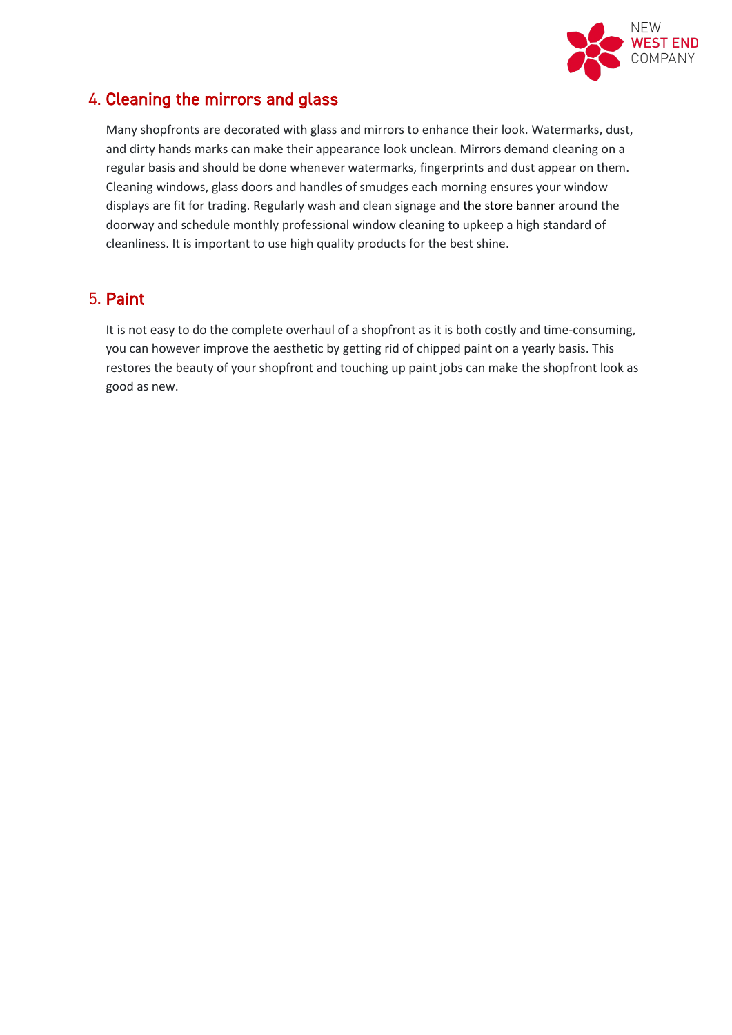## 4. Cleaning the mirrors and glass

Many shopfronts are decorated with glass and mirrors to enhance their look. Watermarks, dust, and dirty hands marks can make their appearance look unclean. Mirrors demand cleaning on a regular basis and should be done whenever watermarks, fingerprints and dust appear on them. Cleaning windows, glass doors and handles of smudges each morning ensures your window displays are fit for trading. Regularly wash and clean signage and the store banner around the doorway and schedule monthly professional window cleaning to upkeep a high standard of cleanliness. It is important to use high quality products for the best shine.

## 5. Paint

It is not easy to do the complete overhaul of a shopfront as it is both costly and time-consuming, you can however improve the aesthetic by getting rid of chipped paint on a yearly basis. This restores the beauty of your shopfront and touching up paint jobs can make the shopfront look as good as new.